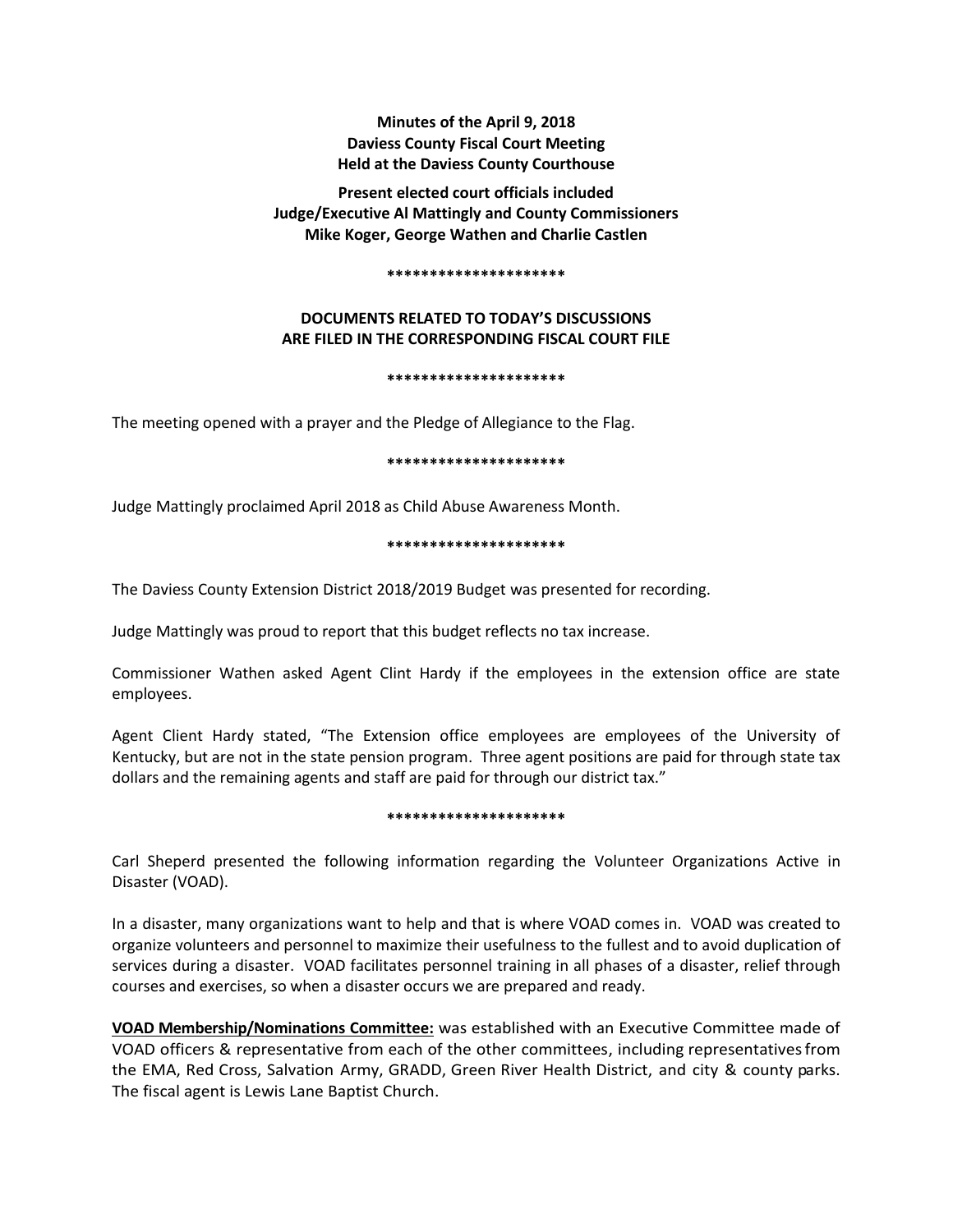**Minutes of the April 9, 2018**
**Daviess County Fiscal Court Meeting**
**Held at the Daviess County Courthouse**

**Present elected court officials included**
**Judge/Executive Al Mattingly and County Commissioners**
**Mike Koger, George Wathen and Charlie Castlen**

*********************

**DOCUMENTS RELATED TO TODAY'S DISCUSSIONS**
**ARE FILED IN THE CORRESPONDING FISCAL COURT FILE**

*********************

The meeting opened with a prayer and the Pledge of Allegiance to the Flag.

*********************

Judge Mattingly proclaimed April 2018 as Child Abuse Awareness Month.

*********************

The Daviess County Extension District 2018/2019 Budget was presented for recording.

Judge Mattingly was proud to report that this budget reflects no tax increase.

Commissioner Wathen asked Agent Clint Hardy if the employees in the extension office are state employees.

Agent Client Hardy stated, "The Extension office employees are employees of the University of Kentucky, but are not in the state pension program. Three agent positions are paid for through state tax dollars and the remaining agents and staff are paid for through our district tax."

*********************

Carl Sheperd presented the following information regarding the Volunteer Organizations Active in Disaster (VOAD).

In a disaster, many organizations want to help and that is where VOAD comes in. VOAD was created to organize volunteers and personnel to maximize their usefulness to the fullest and to avoid duplication of services during a disaster. VOAD facilitates personnel training in all phases of a disaster, relief through courses and exercises, so when a disaster occurs we are prepared and ready.

**VOAD Membership/Nominations Committee:** was established with an Executive Committee made of VOAD officers & representative from each of the other committees, including representatives from the EMA, Red Cross, Salvation Army, GRADD, Green River Health District, and city & county parks. The fiscal agent is Lewis Lane Baptist Church.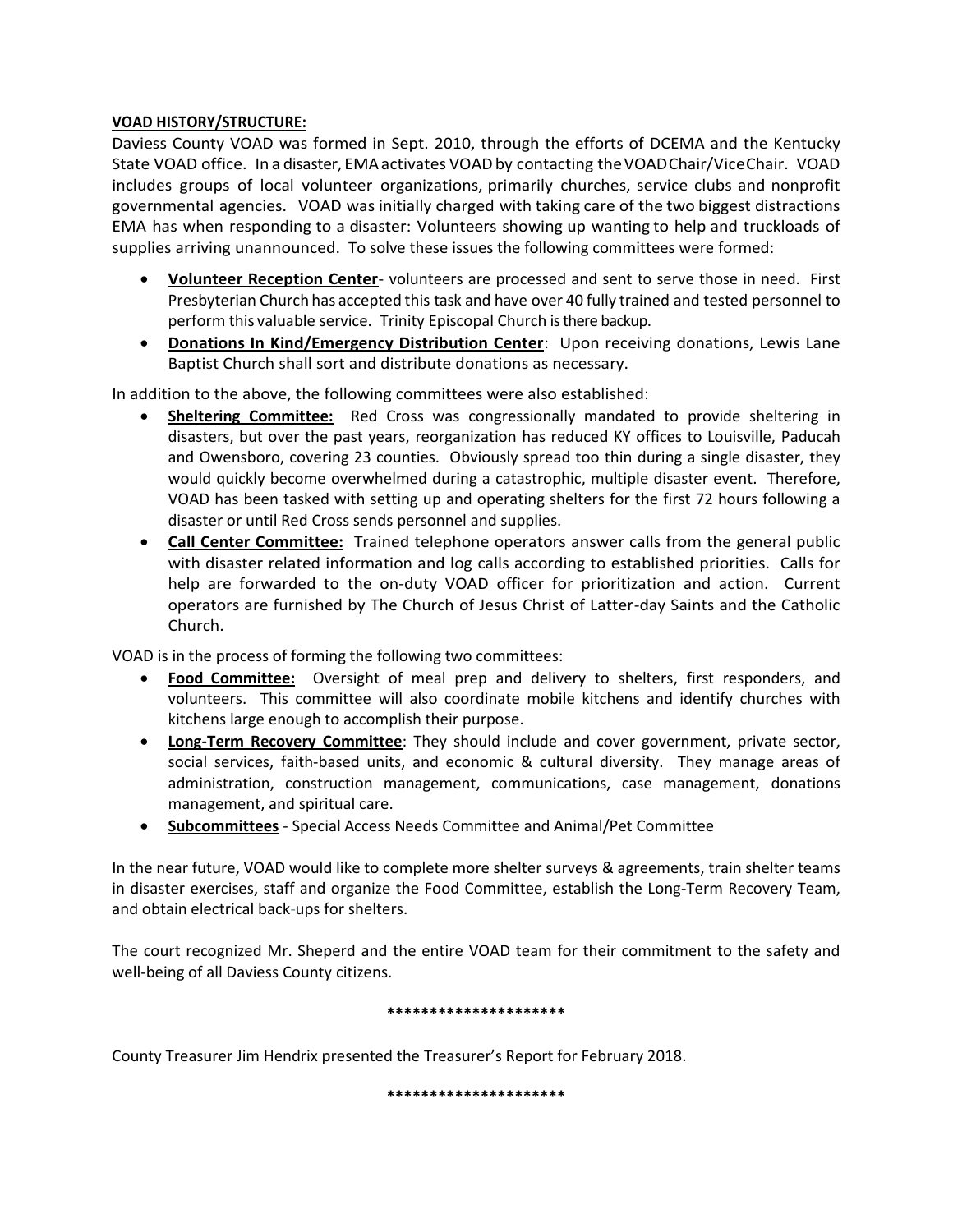**<u>VOAD HISTORY/STRUCTURE:</u>**

Daviess County VOAD was formed in Sept. 2010, through the efforts of DCEMA and the Kentucky State VOAD office. In a disaster, EMA activates VOAD by contacting the VOAD Chair/Vice Chair. VOAD includes groups of local volunteer organizations, primarily churches, service clubs and nonprofit governmental agencies. VOAD was initially charged with taking care of the two biggest distractions EMA has when responding to a disaster: Volunteers showing up wanting to help and truckloads of supplies arriving unannounced. To solve these issues the following committees were formed:

- **<u>Volunteer Reception Center</u>**- volunteers are processed and sent to serve those in need. First Presbyterian Church has accepted this task and have over 40 fully trained and tested personnel to perform this valuable service. Trinity Episcopal Church is there backup.
- **<u>Donations In Kind/Emergency Distribution Center</u>**: Upon receiving donations, Lewis Lane Baptist Church shall sort and distribute donations as necessary.

In addition to the above, the following committees were also established:

- **<u>Sheltering Committee:</u>** Red Cross was congressionally mandated to provide sheltering in disasters, but over the past years, reorganization has reduced KY offices to Louisville, Paducah and Owensboro, covering 23 counties. Obviously spread too thin during a single disaster, they would quickly become overwhelmed during a catastrophic, multiple disaster event. Therefore, VOAD has been tasked with setting up and operating shelters for the first 72 hours following a disaster or until Red Cross sends personnel and supplies.
- **<u>Call Center Committee:</u>** Trained telephone operators answer calls from the general public with disaster related information and log calls according to established priorities. Calls for help are forwarded to the on-duty VOAD officer for prioritization and action. Current operators are furnished by The Church of Jesus Christ of Latter-day Saints and the Catholic Church.

VOAD is in the process of forming the following two committees:

- **<u>Food Committee:</u>** Oversight of meal prep and delivery to shelters, first responders, and volunteers. This committee will also coordinate mobile kitchens and identify churches with kitchens large enough to accomplish their purpose.
- **<u>Long-Term Recovery Committee</u>**: They should include and cover government, private sector, social services, faith-based units, and economic & cultural diversity. They manage areas of administration, construction management, communications, case management, donations management, and spiritual care.
- **<u>Subcommittees</u>** - Special Access Needs Committee and Animal/Pet Committee

In the near future, VOAD would like to complete more shelter surveys & agreements, train shelter teams in disaster exercises, staff and organize the Food Committee, establish the Long-Term Recovery Team, and obtain electrical back-ups for shelters.

The court recognized Mr. Sheperd and the entire VOAD team for their commitment to the safety and well-being of all Daviess County citizens.

*********************

County Treasurer Jim Hendrix presented the Treasurer's Report for February 2018.

*********************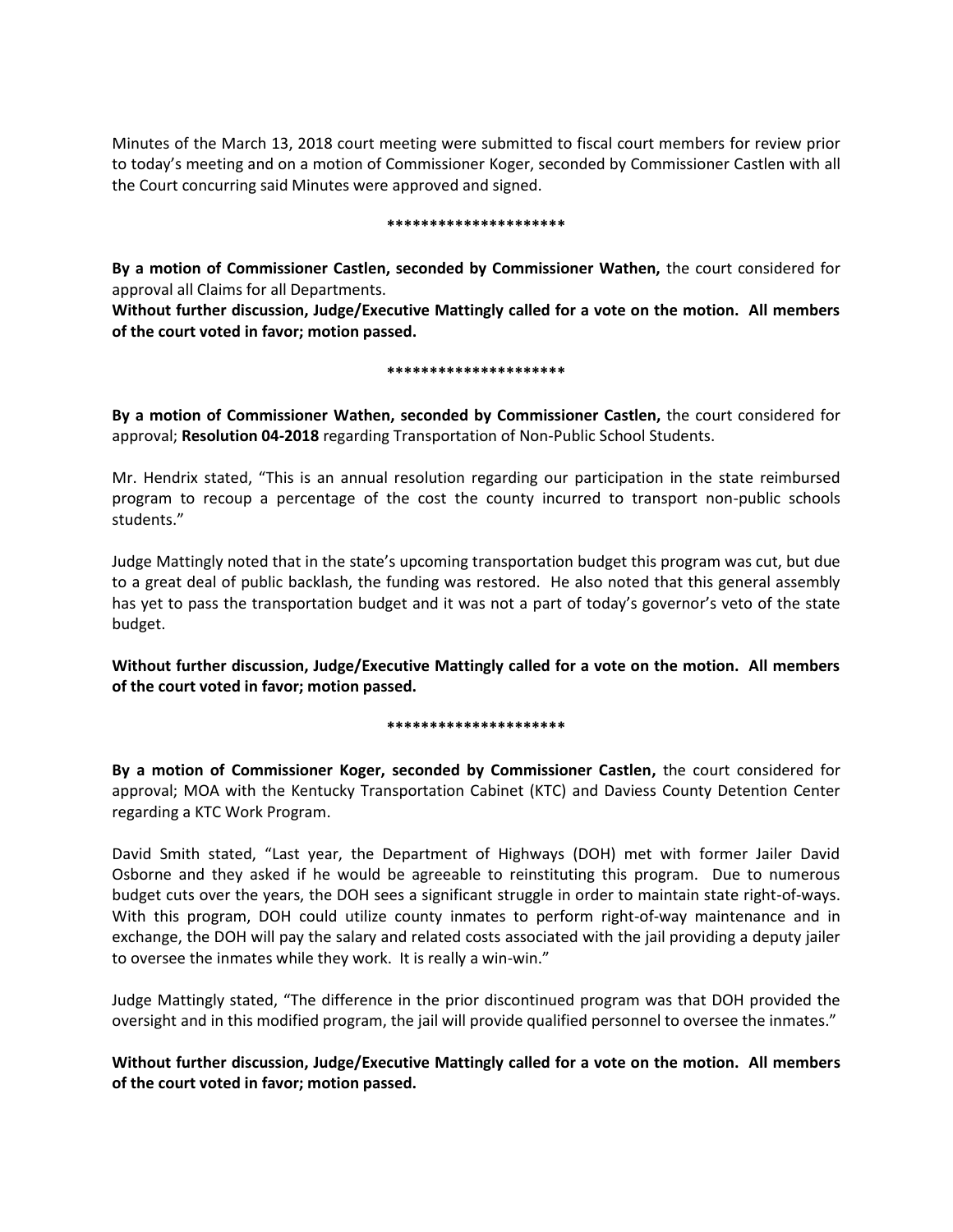Minutes of the March 13, 2018 court meeting were submitted to fiscal court members for review prior to today's meeting and on a motion of Commissioner Koger, seconded by Commissioner Castlen with all the Court concurring said Minutes were approved and signed.

*********************

**By a motion of Commissioner Castlen, seconded by Commissioner Wathen,** the court considered for approval all Claims for all Departments.

**Without further discussion, Judge/Executive Mattingly called for a vote on the motion. All members of the court voted in favor; motion passed.**

*********************

**By a motion of Commissioner Wathen, seconded by Commissioner Castlen,** the court considered for approval; **Resolution 04-2018** regarding Transportation of Non-Public School Students.

Mr. Hendrix stated, "This is an annual resolution regarding our participation in the state reimbursed program to recoup a percentage of the cost the county incurred to transport non-public schools students."

Judge Mattingly noted that in the state's upcoming transportation budget this program was cut, but due to a great deal of public backlash, the funding was restored. He also noted that this general assembly has yet to pass the transportation budget and it was not a part of today's governor's veto of the state budget.

**Without further discussion, Judge/Executive Mattingly called for a vote on the motion. All members of the court voted in favor; motion passed.**

*********************

**By a motion of Commissioner Koger, seconded by Commissioner Castlen,** the court considered for approval; MOA with the Kentucky Transportation Cabinet (KTC) and Daviess County Detention Center regarding a KTC Work Program.

David Smith stated, "Last year, the Department of Highways (DOH) met with former Jailer David Osborne and they asked if he would be agreeable to reinstituting this program. Due to numerous budget cuts over the years, the DOH sees a significant struggle in order to maintain state right-of-ways. With this program, DOH could utilize county inmates to perform right-of-way maintenance and in exchange, the DOH will pay the salary and related costs associated with the jail providing a deputy jailer to oversee the inmates while they work. It is really a win-win."

Judge Mattingly stated, "The difference in the prior discontinued program was that DOH provided the oversight and in this modified program, the jail will provide qualified personnel to oversee the inmates."

**Without further discussion, Judge/Executive Mattingly called for a vote on the motion. All members of the court voted in favor; motion passed.**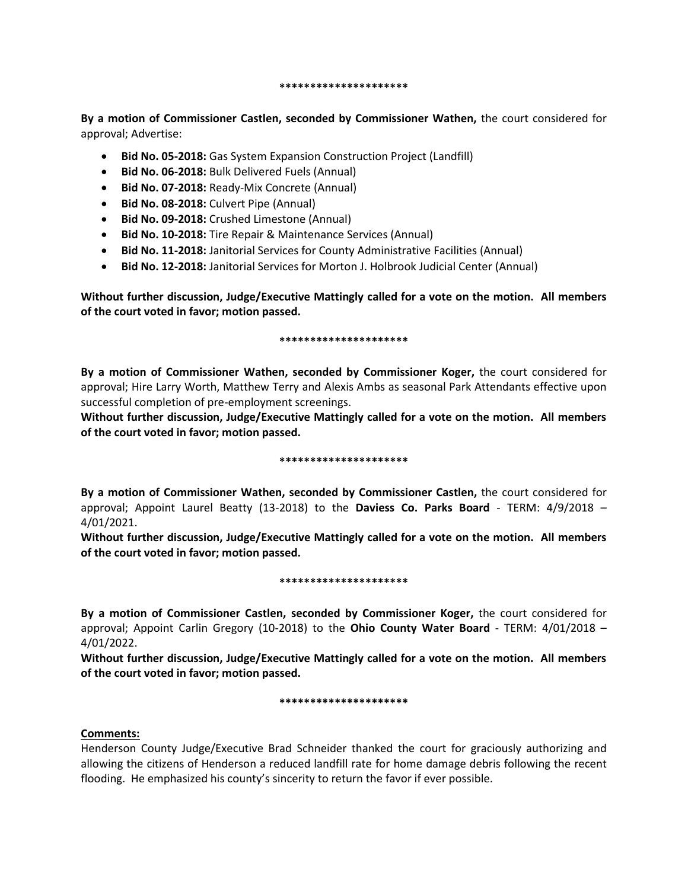*********************

**By a motion of Commissioner Castlen, seconded by Commissioner Wathen,** the court considered for approval; Advertise:

- **Bid No. 05-2018:** Gas System Expansion Construction Project (Landfill)
- **Bid No. 06-2018:** Bulk Delivered Fuels (Annual)
- **Bid No. 07-2018:** Ready-Mix Concrete (Annual)
- **Bid No. 08-2018:** Culvert Pipe (Annual)
- **Bid No. 09-2018:** Crushed Limestone (Annual)
- **Bid No. 10-2018:** Tire Repair & Maintenance Services (Annual)
- **Bid No. 11-2018:** Janitorial Services for County Administrative Facilities (Annual)
- **Bid No. 12-2018:** Janitorial Services for Morton J. Holbrook Judicial Center (Annual)

**Without further discussion, Judge/Executive Mattingly called for a vote on the motion. All members of the court voted in favor; motion passed.**

*********************

**By a motion of Commissioner Wathen, seconded by Commissioner Koger,** the court considered for approval; Hire Larry Worth, Matthew Terry and Alexis Ambs as seasonal Park Attendants effective upon successful completion of pre-employment screenings.

**Without further discussion, Judge/Executive Mattingly called for a vote on the motion. All members of the court voted in favor; motion passed.**

*********************

**By a motion of Commissioner Wathen, seconded by Commissioner Castlen,** the court considered for approval; Appoint Laurel Beatty (13-2018) to the **Daviess Co. Parks Board** - TERM: 4/9/2018 – 4/01/2021.

**Without further discussion, Judge/Executive Mattingly called for a vote on the motion. All members of the court voted in favor; motion passed.**

*********************

**By a motion of Commissioner Castlen, seconded by Commissioner Koger,** the court considered for approval; Appoint Carlin Gregory (10-2018) to the **Ohio County Water Board** - TERM: 4/01/2018 – 4/01/2022.

**Without further discussion, Judge/Executive Mattingly called for a vote on the motion. All members of the court voted in favor; motion passed.**

*********************

**Comments:**

Henderson County Judge/Executive Brad Schneider thanked the court for graciously authorizing and allowing the citizens of Henderson a reduced landfill rate for home damage debris following the recent flooding. He emphasized his county's sincerity to return the favor if ever possible.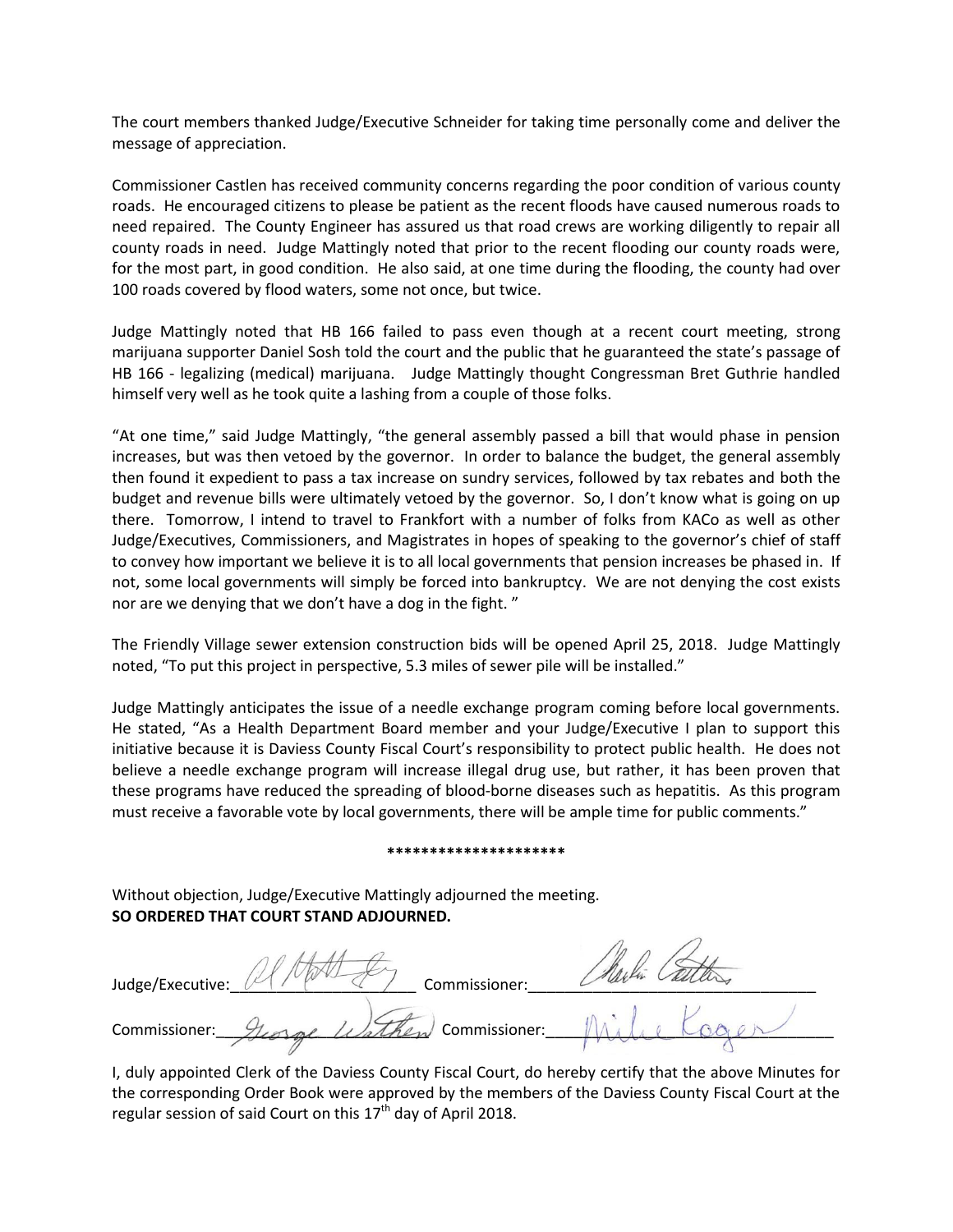The court members thanked Judge/Executive Schneider for taking time personally come and deliver the message of appreciation.

Commissioner Castlen has received community concerns regarding the poor condition of various county roads. He encouraged citizens to please be patient as the recent floods have caused numerous roads to need repaired. The County Engineer has assured us that road crews are working diligently to repair all county roads in need. Judge Mattingly noted that prior to the recent flooding our county roads were, for the most part, in good condition. He also said, at one time during the flooding, the county had over 100 roads covered by flood waters, some not once, but twice.

Judge Mattingly noted that HB 166 failed to pass even though at a recent court meeting, strong marijuana supporter Daniel Sosh told the court and the public that he guaranteed the state's passage of HB 166 - legalizing (medical) marijuana. Judge Mattingly thought Congressman Bret Guthrie handled himself very well as he took quite a lashing from a couple of those folks.

"At one time," said Judge Mattingly, "the general assembly passed a bill that would phase in pension increases, but was then vetoed by the governor. In order to balance the budget, the general assembly then found it expedient to pass a tax increase on sundry services, followed by tax rebates and both the budget and revenue bills were ultimately vetoed by the governor. So, I don't know what is going on up there. Tomorrow, I intend to travel to Frankfort with a number of folks from KACo as well as other Judge/Executives, Commissioners, and Magistrates in hopes of speaking to the governor's chief of staff to convey how important we believe it is to all local governments that pension increases be phased in. If not, some local governments will simply be forced into bankruptcy. We are not denying the cost exists nor are we denying that we don't have a dog in the fight. "

The Friendly Village sewer extension construction bids will be opened April 25, 2018. Judge Mattingly noted, "To put this project in perspective, 5.3 miles of sewer pile will be installed."

Judge Mattingly anticipates the issue of a needle exchange program coming before local governments. He stated, "As a Health Department Board member and your Judge/Executive I plan to support this initiative because it is Daviess County Fiscal Court's responsibility to protect public health. He does not believe a needle exchange program will increase illegal drug use, but rather, it has been proven that these programs have reduced the spreading of blood-borne diseases such as hepatitis. As this program must receive a favorable vote by local governments, there will be ample time for public comments."

**\*\*\*\*\*\*\*\*\*\*\*\*\*\*\*\*\*\*\*\*\***

Without objection, Judge/Executive Mattingly adjourned the meeting.
**SO ORDERED THAT COURT STAND ADJOURNED.**

Judge/Executive: Al Mattingly Commissioner: Charlie Castlen

Commissioner: George Wathen Commissioner: Mike Koger

I, duly appointed Clerk of the Daviess County Fiscal Court, do hereby certify that the above Minutes for the corresponding Order Book were approved by the members of the Daviess County Fiscal Court at the regular session of said Court on this 17th day of April 2018.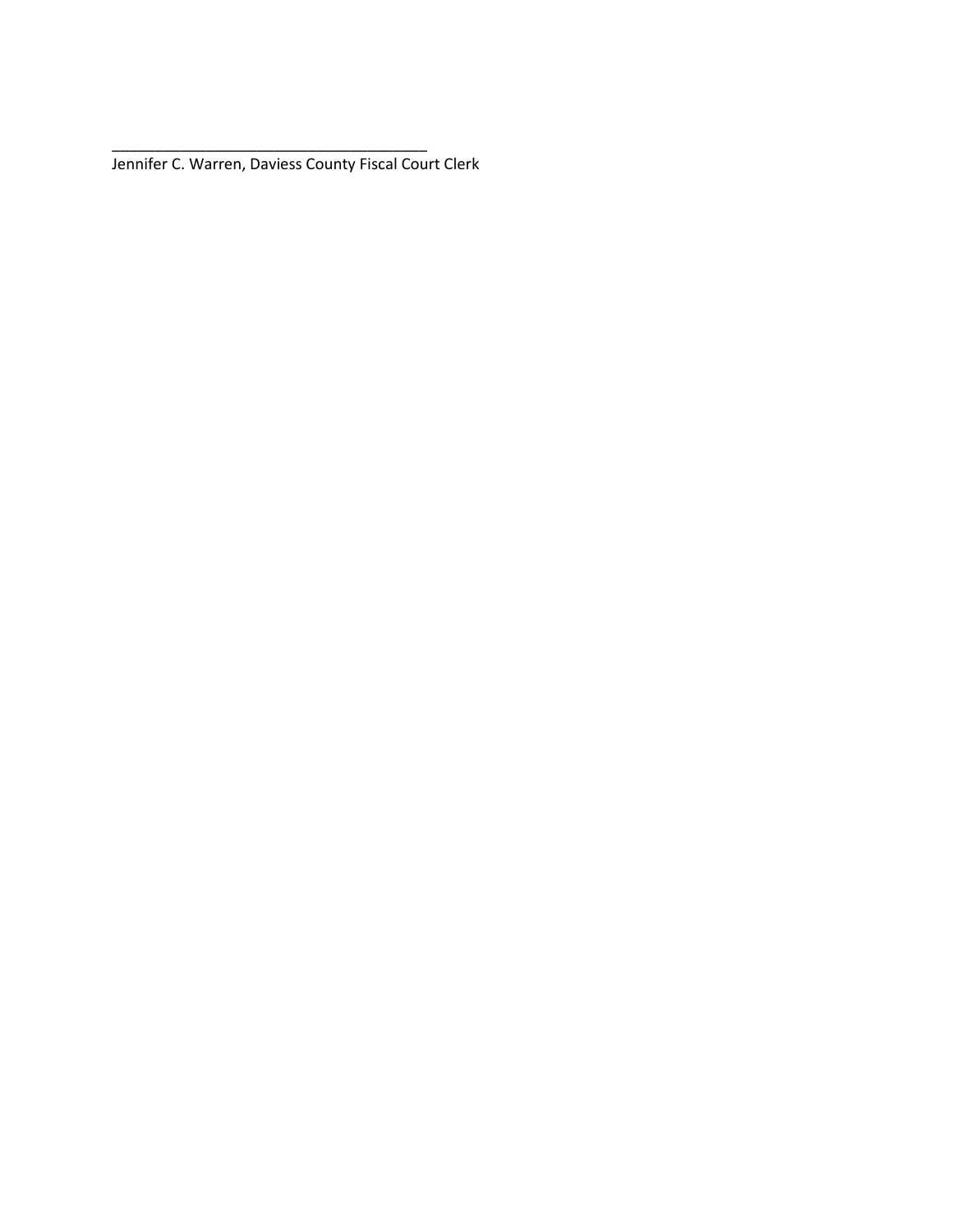______________________________________
Jennifer C. Warren, Daviess County Fiscal Court Clerk